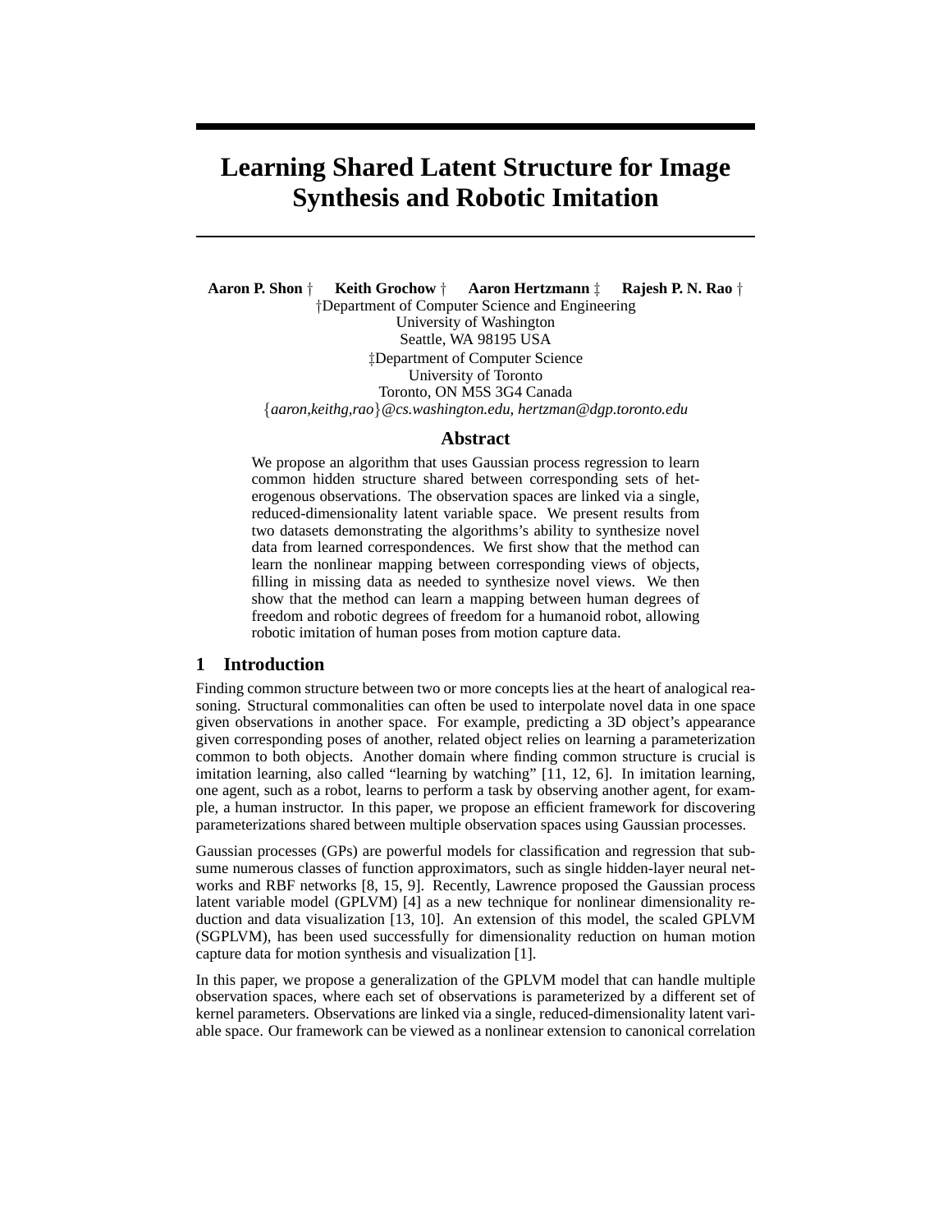# Learning Shared Latent Structure for Image Synthesis and Robotic Imitation

**Aaron P. Shon** † **Keith Grochow** † **Aaron Hertzmann** ‡ **Rajesh P. N. Rao** †
†Department of Computer Science and Engineering
University of Washington
Seattle, WA 98195 USA
‡Department of Computer Science
University of Toronto
Toronto, ON M5S 3G4 Canada
{*aaron,keithg,rao*}*@cs.washington.edu*, *hertzman@dgp.toronto.edu*

## Abstract

We propose an algorithm that uses Gaussian process regression to learn common hidden structure shared between corresponding sets of heterogenous observations. The observation spaces are linked via a single, reduced-dimensionality latent variable space. We present results from two datasets demonstrating the algorithms's ability to synthesize novel data from learned correspondences. We first show that the method can learn the nonlinear mapping between corresponding views of objects, filling in missing data as needed to synthesize novel views. We then show that the method can learn a mapping between human degrees of freedom and robotic degrees of freedom for a humanoid robot, allowing robotic imitation of human poses from motion capture data.

## 1 Introduction

Finding common structure between two or more concepts lies at the heart of analogical reasoning. Structural commonalities can often be used to interpolate novel data in one space given observations in another space. For example, predicting a 3D object's appearance given corresponding poses of another, related object relies on learning a parameterization common to both objects. Another domain where finding common structure is crucial is imitation learning, also called "learning by watching" [11, 12, 6]. In imitation learning, one agent, such as a robot, learns to perform a task by observing another agent, for example, a human instructor. In this paper, we propose an efficient framework for discovering parameterizations shared between multiple observation spaces using Gaussian processes.

Gaussian processes (GPs) are powerful models for classification and regression that subsume numerous classes of function approximators, such as single hidden-layer neural networks and RBF networks [8, 15, 9]. Recently, Lawrence proposed the Gaussian process latent variable model (GPLVM) [4] as a new technique for nonlinear dimensionality reduction and data visualization [13, 10]. An extension of this model, the scaled GPLVM (SGPLVM), has been used successfully for dimensionality reduction on human motion capture data for motion synthesis and visualization [1].

In this paper, we propose a generalization of the GPLVM model that can handle multiple observation spaces, where each set of observations is parameterized by a different set of kernel parameters. Observations are linked via a single, reduced-dimensionality latent variable space. Our framework can be viewed as a nonlinear extension to canonical correlation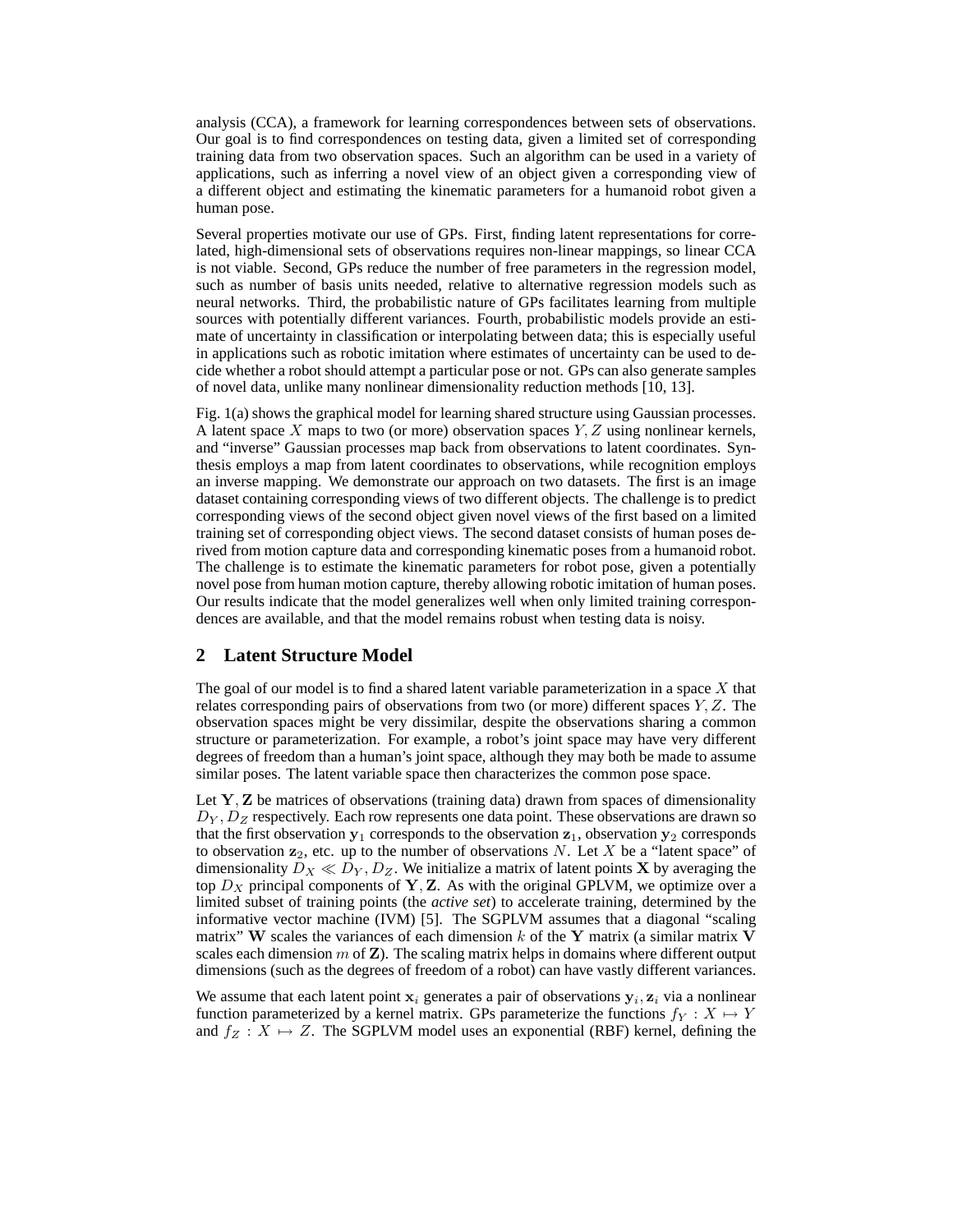analysis (CCA), a framework for learning correspondences between sets of observations. Our goal is to find correspondences on testing data, given a limited set of corresponding training data from two observation spaces. Such an algorithm can be used in a variety of applications, such as inferring a novel view of an object given a corresponding view of a different object and estimating the kinematic parameters for a humanoid robot given a human pose.

Several properties motivate our use of GPs. First, finding latent representations for correlated, high-dimensional sets of observations requires non-linear mappings, so linear CCA is not viable. Second, GPs reduce the number of free parameters in the regression model, such as number of basis units needed, relative to alternative regression models such as neural networks. Third, the probabilistic nature of GPs facilitates learning from multiple sources with potentially different variances. Fourth, probabilistic models provide an estimate of uncertainty in classification or interpolating between data; this is especially useful in applications such as robotic imitation where estimates of uncertainty can be used to decide whether a robot should attempt a particular pose or not. GPs can also generate samples of novel data, unlike many nonlinear dimensionality reduction methods [10, 13].

Fig. 1(a) shows the graphical model for learning shared structure using Gaussian processes. A latent space $X$ maps to two (or more) observation spaces $Y, Z$ using nonlinear kernels, and "inverse" Gaussian processes map back from observations to latent coordinates. Synthesis employs a map from latent coordinates to observations, while recognition employs an inverse mapping. We demonstrate our approach on two datasets. The first is an image dataset containing corresponding views of two different objects. The challenge is to predict corresponding views of the second object given novel views of the first based on a limited training set of corresponding object views. The second dataset consists of human poses derived from motion capture data and corresponding kinematic poses from a humanoid robot. The challenge is to estimate the kinematic parameters for robot pose, given a potentially novel pose from human motion capture, thereby allowing robotic imitation of human poses. Our results indicate that the model generalizes well when only limited training correspondences are available, and that the model remains robust when testing data is noisy.

## 2 Latent Structure Model

The goal of our model is to find a shared latent variable parameterization in a space $X$ that relates corresponding pairs of observations from two (or more) different spaces $Y, Z$. The observation spaces might be very dissimilar, despite the observations sharing a common structure or parameterization. For example, a robot's joint space may have very different degrees of freedom than a human's joint space, although they may both be made to assume similar poses. The latent variable space then characterizes the common pose space.

Let $\mathbf{Y}, \mathbf{Z}$ be matrices of observations (training data) drawn from spaces of dimensionality $D_Y, D_Z$ respectively. Each row represents one data point. These observations are drawn so that the first observation $\mathbf{y}_1$ corresponds to the observation $\mathbf{z}_1$, observation $\mathbf{y}_2$ corresponds to observation $\mathbf{z}_2$, etc. up to the number of observations $N$. Let $X$ be a "latent space" of dimensionality $D_X \ll D_Y, D_Z$. We initialize a matrix of latent points $\mathbf{X}$ by averaging the top $D_X$ principal components of $\mathbf{Y}, \mathbf{Z}$. As with the original GPLVM, we optimize over a limited subset of training points (the *active set*) to accelerate training, determined by the informative vector machine (IVM) [5]. The SGPLVM assumes that a diagonal "scaling matrix" $\mathbf{W}$ scales the variances of each dimension $k$ of the $\mathbf{Y}$ matrix (a similar matrix $\mathbf{V}$ scales each dimension $m$ of $\mathbf{Z}$). The scaling matrix helps in domains where different output dimensions (such as the degrees of freedom of a robot) can have vastly different variances.

We assume that each latent point $\mathbf{x}_i$ generates a pair of observations $\mathbf{y}_i, \mathbf{z}_i$ via a nonlinear function parameterized by a kernel matrix. GPs parameterize the functions $f_Y : X \mapsto Y$ and $f_Z : X \mapsto Z$. The SGPLVM model uses an exponential (RBF) kernel, defining the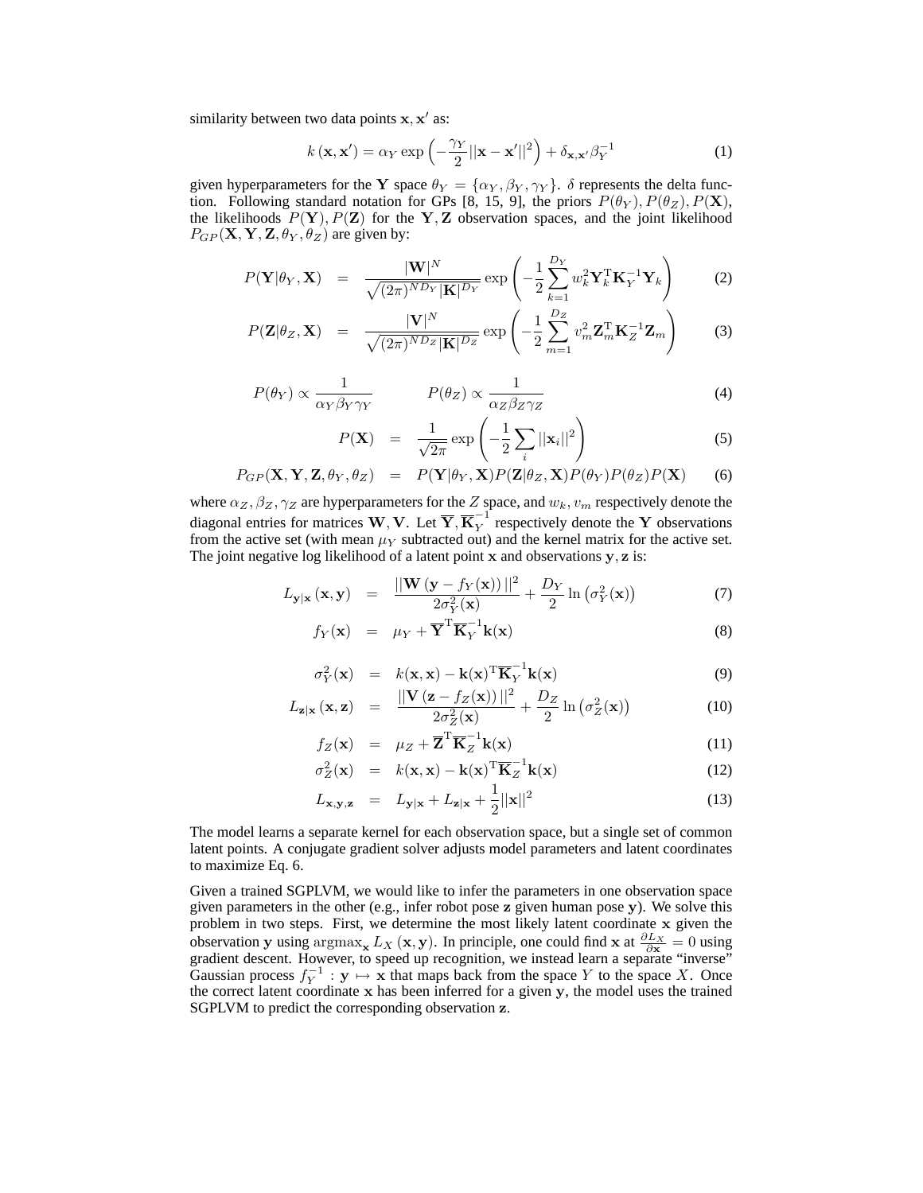similarity between two data points $\mathbf{x}, \mathbf{x}'$ as:

$$k(\mathbf{x}, \mathbf{x}') = \alpha_Y \exp\left(-\frac{\gamma_Y}{2}||\mathbf{x} - \mathbf{x}'||^2\right) + \delta_{\mathbf{x},\mathbf{x}'}\beta_Y^{-1} \tag{1}$$

given hyperparameters for the $\mathbf{Y}$ space $\theta_Y = \{\alpha_Y, \beta_Y, \gamma_Y\}$. $\delta$ represents the delta function. Following standard notation for GPs [8, 15, 9], the priors $P(\theta_Y), P(\theta_Z), P(\mathbf{X})$, the likelihoods $P(\mathbf{Y}), P(\mathbf{Z})$ for the $\mathbf{Y}, \mathbf{Z}$ observation spaces, and the joint likelihood $P_{GP}(\mathbf{X}, \mathbf{Y}, \mathbf{Z}, \theta_Y, \theta_Z)$ are given by:

$$P(\mathbf{Y}|\theta_Y, \mathbf{X}) = \frac{|\mathbf{W}|^N}{\sqrt{(2\pi)^{ND_Y}|\mathbf{K}|^{D_Y}}} \exp\left(-\frac{1}{2}\sum_{k=1}^{D_Y} w_k^2 \mathbf{Y}_k^{\mathrm{T}} \mathbf{K}_Y^{-1} \mathbf{Y}_k\right) \tag{2}$$

$$P(\mathbf{Z}|\theta_Z, \mathbf{X}) = \frac{|\mathbf{V}|^N}{\sqrt{(2\pi)^{ND_Z}|\mathbf{K}|^{D_Z}}} \exp\left(-\frac{1}{2}\sum_{m=1}^{D_Z} v_m^2 \mathbf{Z}_m^{\mathrm{T}} \mathbf{K}_Z^{-1} \mathbf{Z}_m\right) \tag{3}$$

$$P(\theta_Y) \propto \frac{1}{\alpha_Y \beta_Y \gamma_Y} \qquad P(\theta_Z) \propto \frac{1}{\alpha_Z \beta_Z \gamma_Z} \tag{4}$$

$$P(\mathbf{X}) = \frac{1}{\sqrt{2\pi}} \exp\left(-\frac{1}{2}\sum_i ||\mathbf{x}_i||^2\right) \tag{5}$$

$$P_{GP}(\mathbf{X}, \mathbf{Y}, \mathbf{Z}, \theta_Y, \theta_Z) = P(\mathbf{Y}|\theta_Y, \mathbf{X})P(\mathbf{Z}|\theta_Z, \mathbf{X})P(\theta_Y)P(\theta_Z)P(\mathbf{X}) \tag{6}$$

where $\alpha_Z, \beta_Z, \gamma_Z$ are hyperparameters for the $Z$ space, and $w_k, v_m$ respectively denote the diagonal entries for matrices $\mathbf{W}, \mathbf{V}$. Let $\overline{\mathbf{Y}}, \overline{\mathbf{K}}_Y^{-1}$ respectively denote the $\mathbf{Y}$ observations from the active set (with mean $\mu_Y$ subtracted out) and the kernel matrix for the active set. The joint negative log likelihood of a latent point $\mathbf{x}$ and observations $\mathbf{y}, \mathbf{z}$ is:

$$L_{\mathbf{y}|\mathbf{x}}(\mathbf{x}, \mathbf{y}) = \frac{||\mathbf{W}(\mathbf{y} - f_Y(\mathbf{x}))||^2}{2\sigma_Y^2(\mathbf{x})} + \frac{D_Y}{2}\ln\left(\sigma_Y^2(\mathbf{x})\right) \tag{7}$$

$$f_Y(\mathbf{x}) = \mu_Y + \overline{\mathbf{Y}}^{\mathrm{T}} \overline{\mathbf{K}}_Y^{-1} \mathbf{k}(\mathbf{x}) \tag{8}$$

$$\sigma_Y^2(\mathbf{x}) = k(\mathbf{x}, \mathbf{x}) - \mathbf{k}(\mathbf{x})^{\mathrm{T}} \overline{\mathbf{K}}_Y^{-1} \mathbf{k}(\mathbf{x}) \tag{9}$$

$$L_{\mathbf{z}|\mathbf{x}}(\mathbf{x}, \mathbf{z}) = \frac{||\mathbf{V}(\mathbf{z} - f_Z(\mathbf{x}))||^2}{2\sigma_Z^2(\mathbf{x})} + \frac{D_Z}{2}\ln\left(\sigma_Z^2(\mathbf{x})\right) \tag{10}$$

$$f_Z(\mathbf{x}) = \mu_Z + \overline{\mathbf{Z}}^{\mathrm{T}} \overline{\mathbf{K}}_Z^{-1} \mathbf{k}(\mathbf{x}) \tag{11}$$

$$\sigma_Z^2(\mathbf{x}) = k(\mathbf{x}, \mathbf{x}) - \mathbf{k}(\mathbf{x})^{\mathrm{T}} \overline{\mathbf{K}}_Z^{-1} \mathbf{k}(\mathbf{x}) \tag{12}$$

$$L_{\mathbf{x},\mathbf{y},\mathbf{z}} = L_{\mathbf{y}|\mathbf{x}} + L_{\mathbf{z}|\mathbf{x}} + \frac{1}{2}||\mathbf{x}||^2 \tag{13}$$

The model learns a separate kernel for each observation space, but a single set of common latent points. A conjugate gradient solver adjusts model parameters and latent coordinates to maximize Eq. 6.

Given a trained SGPLVM, we would like to infer the parameters in one observation space given parameters in the other (e.g., infer robot pose $\mathbf{z}$ given human pose $\mathbf{y}$). We solve this problem in two steps. First, we determine the most likely latent coordinate $\mathbf{x}$ given the observation $\mathbf{y}$ using $\mathrm{argmax}_{\mathbf{x}} L_X(\mathbf{x}, \mathbf{y})$. In principle, one could find $\mathbf{x}$ at $\frac{\partial L_X}{\partial \mathbf{x}} = 0$ using gradient descent. However, to speed up recognition, we instead learn a separate "inverse" Gaussian process $f_Y^{-1} : \mathbf{y} \mapsto \mathbf{x}$ that maps back from the space $Y$ to the space $X$. Once the correct latent coordinate $\mathbf{x}$ has been inferred for a given $\mathbf{y}$, the model uses the trained SGPLVM to predict the corresponding observation $\mathbf{z}$.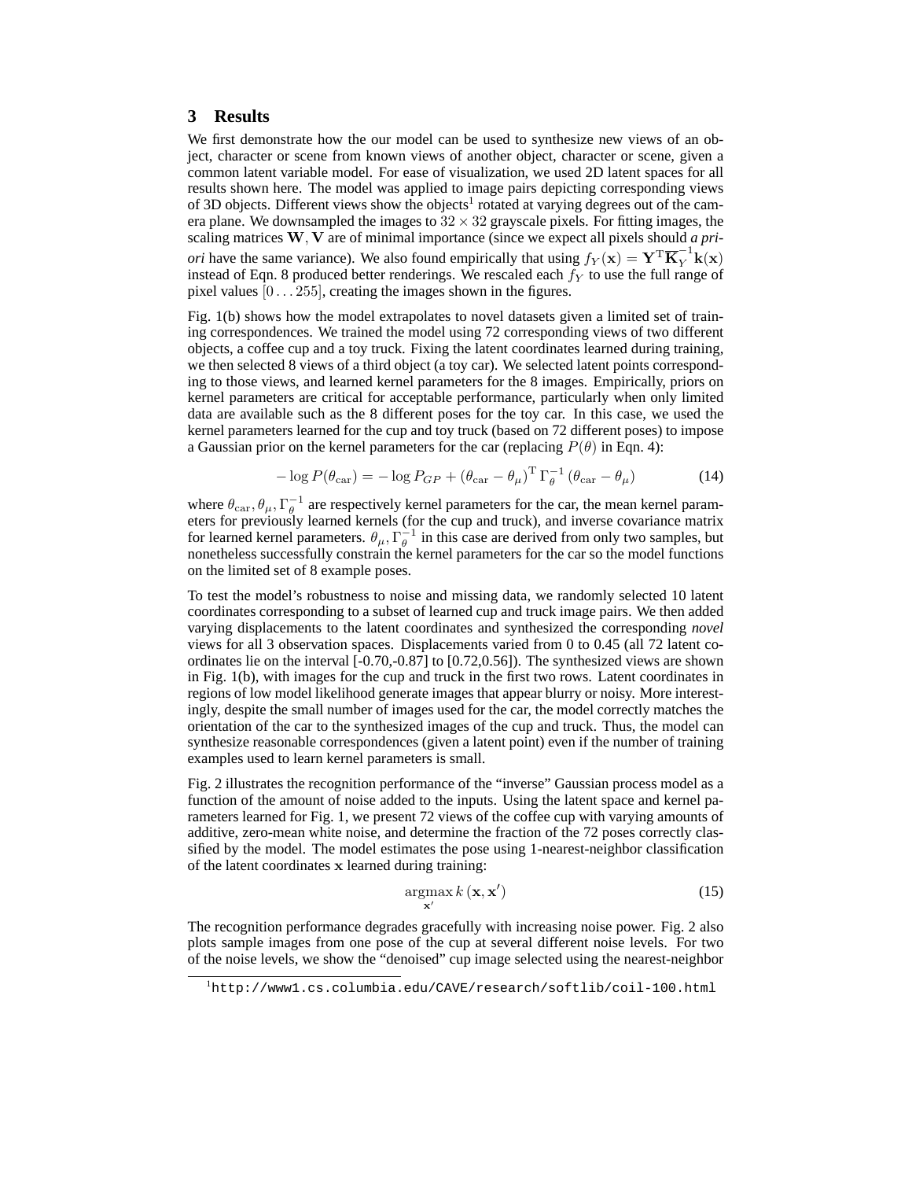## 3 Results

We first demonstrate how the our model can be used to synthesize new views of an object, character or scene from known views of another object, character or scene, given a common latent variable model. For ease of visualization, we used 2D latent spaces for all results shown here. The model was applied to image pairs depicting corresponding views of 3D objects[1]. Different views show the objects rotated at varying degrees out of the camera plane. We downsampled the images to $32 \times 32$ grayscale pixels. For fitting images, the scaling matrices $\mathbf{W}, \mathbf{V}$ are of minimal importance (since we expect all pixels should *a priori* have the same variance). We also found empirically that using $f_Y(\mathbf{x}) = \mathbf{Y}^{\mathrm{T}} \overline{\mathbf{K}}_Y^{-1} \mathbf{k}(\mathbf{x})$ instead of Eqn. 8 produced better renderings. We rescaled each $f_Y$ to use the full range of pixel values $[0 \ldots 255]$, creating the images shown in the figures.

Fig. 1(b) shows how the model extrapolates to novel datasets given a limited set of training correspondences. We trained the model using 72 corresponding views of two different objects, a coffee cup and a toy truck. Fixing the latent coordinates learned during training, we then selected 8 views of a third object (a toy car). We selected latent points corresponding to those views, and learned kernel parameters for the 8 images. Empirically, priors on kernel parameters are critical for acceptable performance, particularly when only limited data are available such as the 8 different poses for the toy car. In this case, we used the kernel parameters learned for the cup and toy truck (based on 72 different poses) to impose a Gaussian prior on the kernel parameters for the car (replacing $P(\theta)$ in Eqn. 4):

$$-\log P(\theta_{\mathrm{car}}) = -\log P_{GP} + (\theta_{\mathrm{car}} - \theta_{\mu})^{\mathrm{T}} \Gamma_{\theta}^{-1} (\theta_{\mathrm{car}} - \theta_{\mu}) \tag{14}$$

where $\theta_{\mathrm{car}}, \theta_{\mu}, \Gamma_{\theta}^{-1}$ are respectively kernel parameters for the car, the mean kernel parameters for previously learned kernels (for the cup and truck), and inverse covariance matrix for learned kernel parameters. $\theta_{\mu}, \Gamma_{\theta}^{-1}$ in this case are derived from only two samples, but nonetheless successfully constrain the kernel parameters for the car so the model functions on the limited set of 8 example poses.

To test the model's robustness to noise and missing data, we randomly selected 10 latent coordinates corresponding to a subset of learned cup and truck image pairs. We then added varying displacements to the latent coordinates and synthesized the corresponding *novel* views for all 3 observation spaces. Displacements varied from 0 to 0.45 (all 72 latent coordinates lie on the interval [-0.70,-0.87] to [0.72,0.56]). The synthesized views are shown in Fig. 1(b), with images for the cup and truck in the first two rows. Latent coordinates in regions of low model likelihood generate images that appear blurry or noisy. More interestingly, despite the small number of images used for the car, the model correctly matches the orientation of the car to the synthesized images of the cup and truck. Thus, the model can synthesize reasonable correspondences (given a latent point) even if the number of training examples used to learn kernel parameters is small.

Fig. 2 illustrates the recognition performance of the "inverse" Gaussian process model as a function of the amount of noise added to the inputs. Using the latent space and kernel parameters learned for Fig. 1, we present 72 views of the coffee cup with varying amounts of additive, zero-mean white noise, and determine the fraction of the 72 poses correctly classified by the model. The model estimates the pose using 1-nearest-neighbor classification of the latent coordinates $\mathbf{x}$ learned during training:

$$\underset{\mathbf{x}'}{\operatorname{argmax}} \, k(\mathbf{x}, \mathbf{x}') \tag{15}$$

The recognition performance degrades gracefully with increasing noise power. Fig. 2 also plots sample images from one pose of the cup at several different noise levels. For two of the noise levels, we show the "denoised" cup image selected using the nearest-neighbor

[1] http://www1.cs.columbia.edu/CAVE/research/softlib/coil-100.html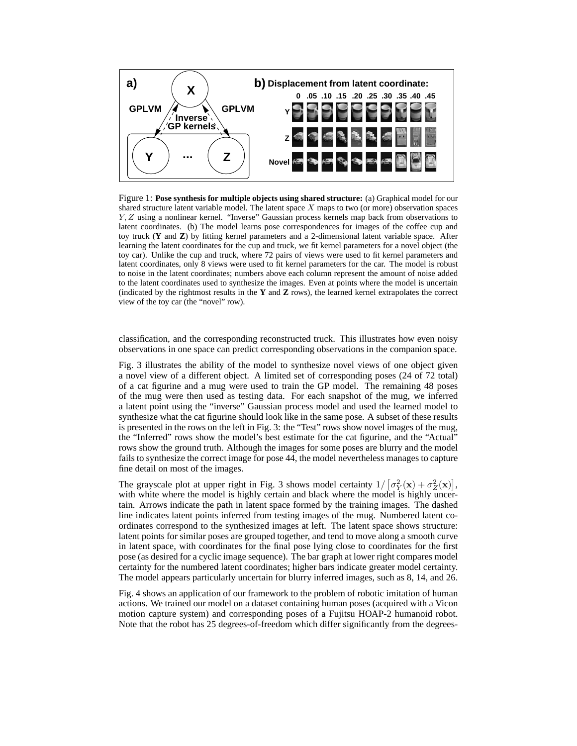a)

X

GPLVM

GPLVM

Inverse GP kernels

Y ... Z

b) Displacement from latent coordinate:

0 .05 .10 .15 .20 .25 .30 .35 .40 .45

Y

Z

Novel

Figure 1: **Pose synthesis for multiple objects using shared structure:** (a) Graphical model for our shared structure latent variable model. The latent space $X$ maps to two (or more) observation spaces $Y, Z$ using a nonlinear kernel. "Inverse" Gaussian process kernels map back from observations to latent coordinates. (b) The model learns pose correspondences for images of the coffee cup and toy truck (**Y** and **Z**) by fitting kernel parameters and a 2-dimensional latent variable space. After learning the latent coordinates for the cup and truck, we fit kernel parameters for a novel object (the toy car). Unlike the cup and truck, where 72 pairs of views were used to fit kernel parameters and latent coordinates, only 8 views were used to fit kernel parameters for the car. The model is robust to noise in the latent coordinates; numbers above each column represent the amount of noise added to the latent coordinates used to synthesize the images. Even at points where the model is uncertain (indicated by the rightmost results in the **Y** and **Z** rows), the learned kernel extrapolates the correct view of the toy car (the "novel" row).

classification, and the corresponding reconstructed truck. This illustrates how even noisy observations in one space can predict corresponding observations in the companion space.

Fig. 3 illustrates the ability of the model to synthesize novel views of one object given a novel view of a different object. A limited set of corresponding poses (24 of 72 total) of a cat figurine and a mug were used to train the GP model. The remaining 48 poses of the mug were then used as testing data. For each snapshot of the mug, we inferred a latent point using the "inverse" Gaussian process model and used the learned model to synthesize what the cat figurine should look like in the same pose. A subset of these results is presented in the rows on the left in Fig. 3: the "Test" rows show novel images of the mug, the "Inferred" rows show the model's best estimate for the cat figurine, and the "Actual" rows show the ground truth. Although the images for some poses are blurry and the model fails to synthesize the correct image for pose 44, the model nevertheless manages to capture fine detail on most of the images.

The grayscale plot at upper right in Fig. 3 shows model certainty $1/\left[\sigma_Y^2(\mathbf{x}) + \sigma_Z^2(\mathbf{x})\right]$, with white where the model is highly certain and black where the model is highly uncertain. Arrows indicate the path in latent space formed by the training images. The dashed line indicates latent points inferred from testing images of the mug. Numbered latent coordinates correspond to the synthesized images at left. The latent space shows structure: latent points for similar poses are grouped together, and tend to move along a smooth curve in latent space, with coordinates for the final pose lying close to coordinates for the first pose (as desired for a cyclic image sequence). The bar graph at lower right compares model certainty for the numbered latent coordinates; higher bars indicate greater model certainty. The model appears particularly uncertain for blurry inferred images, such as 8, 14, and 26.

Fig. 4 shows an application of our framework to the problem of robotic imitation of human actions. We trained our model on a dataset containing human poses (acquired with a Vicon motion capture system) and corresponding poses of a Fujitsu HOAP-2 humanoid robot. Note that the robot has 25 degrees-of-freedom which differ significantly from the degrees-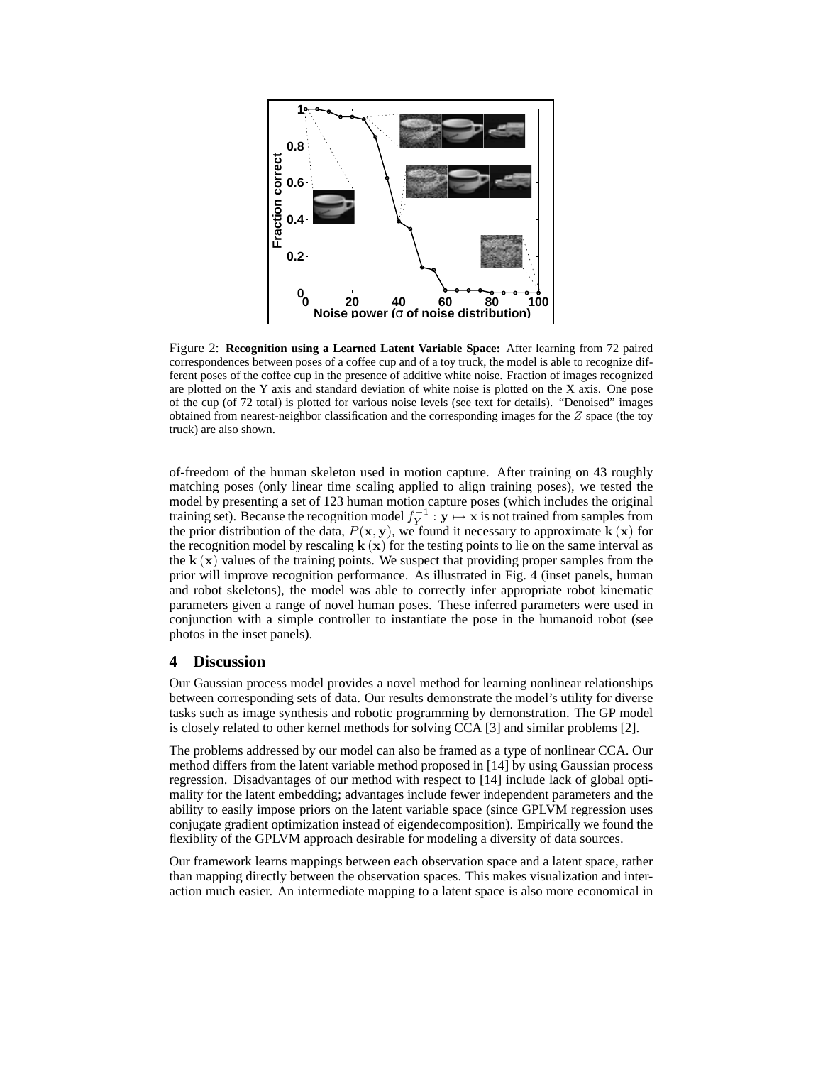Figure 2: **Recognition using a Learned Latent Variable Space:** After learning from 72 paired correspondences between poses of a coffee cup and of a toy truck, the model is able to recognize different poses of the coffee cup in the presence of additive white noise. Fraction of images recognized are plotted on the Y axis and standard deviation of white noise is plotted on the X axis. One pose of the cup (of 72 total) is plotted for various noise levels (see text for details). "Denoised" images obtained from nearest-neighbor classification and the corresponding images for the $Z$ space (the toy truck) are also shown.

of-freedom of the human skeleton used in motion capture. After training on 43 roughly matching poses (only linear time scaling applied to align training poses), we tested the model by presenting a set of 123 human motion capture poses (which includes the original training set). Because the recognition model $f_Y^{-1} : \mathbf{y} \mapsto \mathbf{x}$ is not trained from samples from the prior distribution of the data, $P(\mathbf{x}, \mathbf{y})$, we found it necessary to approximate $\mathbf{k}(\mathbf{x})$ for the recognition model by rescaling $\mathbf{k}(\mathbf{x})$ for the testing points to lie on the same interval as the $\mathbf{k}(\mathbf{x})$ values of the training points. We suspect that providing proper samples from the prior will improve recognition performance. As illustrated in Fig. 4 (inset panels, human and robot skeletons), the model was able to correctly infer appropriate robot kinematic parameters given a range of novel human poses. These inferred parameters were used in conjunction with a simple controller to instantiate the pose in the humanoid robot (see photos in the inset panels).

## 4 Discussion

Our Gaussian process model provides a novel method for learning nonlinear relationships between corresponding sets of data. Our results demonstrate the model's utility for diverse tasks such as image synthesis and robotic programming by demonstration. The GP model is closely related to other kernel methods for solving CCA [3] and similar problems [2].

The problems addressed by our model can also be framed as a type of nonlinear CCA. Our method differs from the latent variable method proposed in [14] by using Gaussian process regression. Disadvantages of our method with respect to [14] include lack of global optimality for the latent embedding; advantages include fewer independent parameters and the ability to easily impose priors on the latent variable space (since GPLVM regression uses conjugate gradient optimization instead of eigendecomposition). Empirically we found the flexiblity of the GPLVM approach desirable for modeling a diversity of data sources.

Our framework learns mappings between each observation space and a latent space, rather than mapping directly between the observation spaces. This makes visualization and interaction much easier. An intermediate mapping to a latent space is also more economical in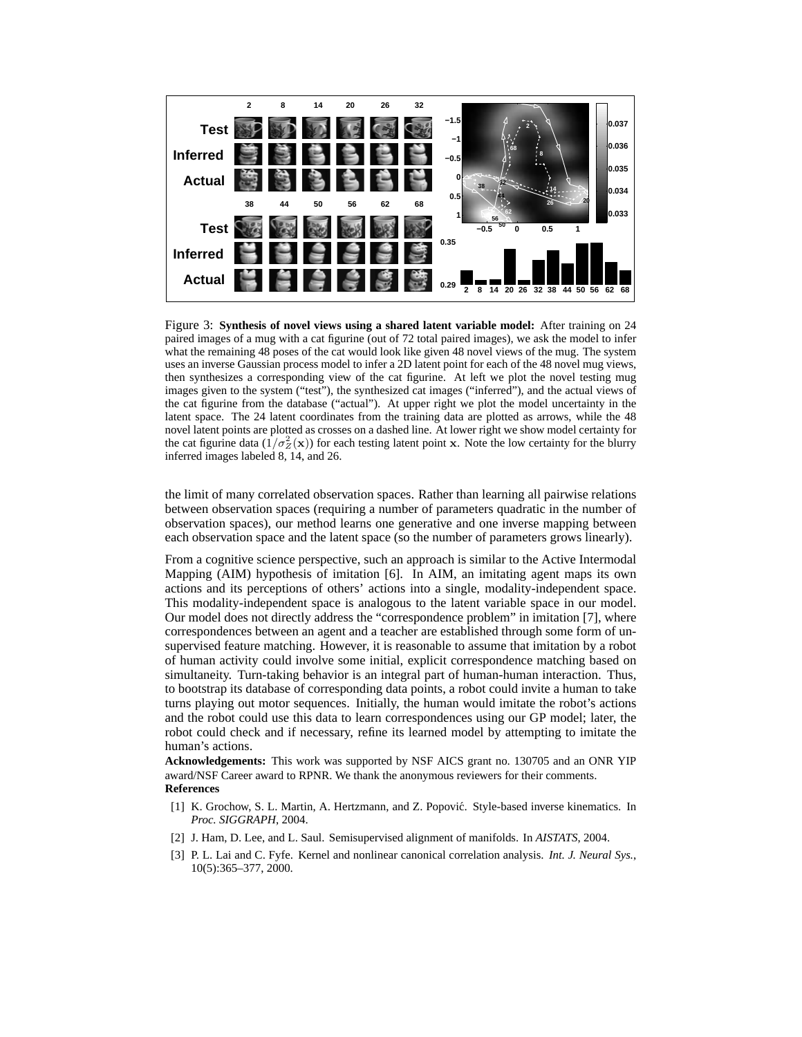Figure 3: **Synthesis of novel views using a shared latent variable model:** After training on 24 paired images of a mug with a cat figurine (out of 72 total paired images), we ask the model to infer what the remaining 48 poses of the cat would look like given 48 novel views of the mug. The system uses an inverse Gaussian process model to infer a 2D latent point for each of the 48 novel mug views, then synthesizes a corresponding view of the cat figurine. At left we plot the novel testing mug images given to the system ("test"), the synthesized cat images ("inferred"), and the actual views of the cat figurine from the database ("actual"). At upper right we plot the model uncertainty in the latent space. The 24 latent coordinates from the training data are plotted as arrows, while the 48 novel latent points are plotted as crosses on a dashed line. At lower right we show model certainty for the cat figurine data ($1/\sigma_Z^2(\mathbf{x})$) for each testing latent point $\mathbf{x}$. Note the low certainty for the blurry inferred images labeled 8, 14, and 26.

the limit of many correlated observation spaces. Rather than learning all pairwise relations between observation spaces (requiring a number of parameters quadratic in the number of observation spaces), our method learns one generative and one inverse mapping between each observation space and the latent space (so the number of parameters grows linearly).

From a cognitive science perspective, such an approach is similar to the Active Intermodal Mapping (AIM) hypothesis of imitation [6]. In AIM, an imitating agent maps its own actions and its perceptions of others' actions into a single, modality-independent space. This modality-independent space is analogous to the latent variable space in our model. Our model does not directly address the "correspondence problem" in imitation [7], where correspondences between an agent and a teacher are established through some form of unsupervised feature matching. However, it is reasonable to assume that imitation by a robot of human activity could involve some initial, explicit correspondence matching based on simultaneity. Turn-taking behavior is an integral part of human-human interaction. Thus, to bootstrap its database of corresponding data points, a robot could invite a human to take turns playing out motor sequences. Initially, the human would imitate the robot's actions and the robot could use this data to learn correspondences using our GP model; later, the robot could check and if necessary, refine its learned model by attempting to imitate the human's actions.

**Acknowledgements:** This work was supported by NSF AICS grant no. 130705 and an ONR YIP award/NSF Career award to RPNR. We thank the anonymous reviewers for their comments.

**References**

[1] K. Grochow, S. L. Martin, A. Hertzmann, and Z. Popović. Style-based inverse kinematics. In *Proc. SIGGRAPH*, 2004.

[2] J. Ham, D. Lee, and L. Saul. Semisupervised alignment of manifolds. In *AISTATS*, 2004.

[3] P. L. Lai and C. Fyfe. Kernel and nonlinear canonical correlation analysis. *Int. J. Neural Sys.*, 10(5):365–377, 2000.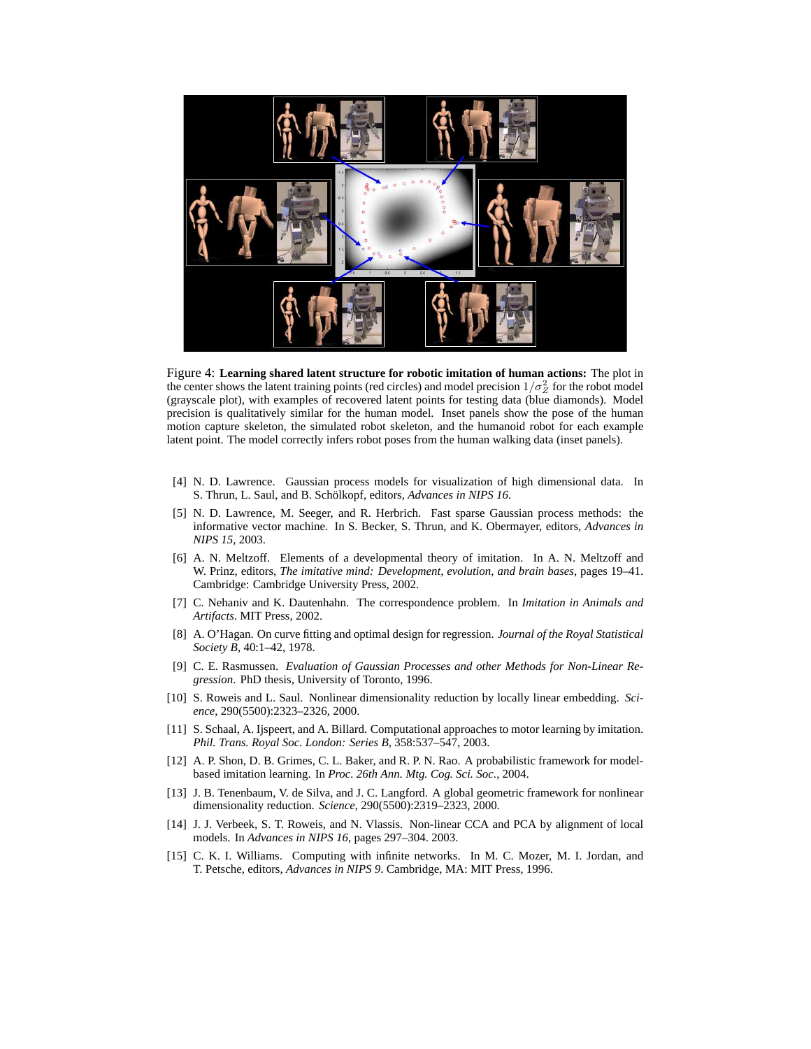Figure 4: **Learning shared latent structure for robotic imitation of human actions:** The plot in the center shows the latent training points (red circles) and model precision $1/\sigma_Z^2$ for the robot model (grayscale plot), with examples of recovered latent points for testing data (blue diamonds). Model precision is qualitatively similar for the human model. Inset panels show the pose of the human motion capture skeleton, the simulated robot skeleton, and the humanoid robot for each example latent point. The model correctly infers robot poses from the human walking data (inset panels).

[4] N. D. Lawrence. Gaussian process models for visualization of high dimensional data. In S. Thrun, L. Saul, and B. Schölkopf, editors, *Advances in NIPS 16*.

[5] N. D. Lawrence, M. Seeger, and R. Herbrich. Fast sparse Gaussian process methods: the informative vector machine. In S. Becker, S. Thrun, and K. Obermayer, editors, *Advances in NIPS 15*, 2003.

[6] A. N. Meltzoff. Elements of a developmental theory of imitation. In A. N. Meltzoff and W. Prinz, editors, *The imitative mind: Development, evolution, and brain bases*, pages 19–41. Cambridge: Cambridge University Press, 2002.

[7] C. Nehaniv and K. Dautenhahn. The correspondence problem. In *Imitation in Animals and Artifacts*. MIT Press, 2002.

[8] A. O'Hagan. On curve fitting and optimal design for regression. *Journal of the Royal Statistical Society B*, 40:1–42, 1978.

[9] C. E. Rasmussen. *Evaluation of Gaussian Processes and other Methods for Non-Linear Regression*. PhD thesis, University of Toronto, 1996.

[10] S. Roweis and L. Saul. Nonlinear dimensionality reduction by locally linear embedding. *Science*, 290(5500):2323–2326, 2000.

[11] S. Schaal, A. Ijspeert, and A. Billard. Computational approaches to motor learning by imitation. *Phil. Trans. Royal Soc. London: Series B*, 358:537–547, 2003.

[12] A. P. Shon, D. B. Grimes, C. L. Baker, and R. P. N. Rao. A probabilistic framework for model-based imitation learning. In *Proc. 26th Ann. Mtg. Cog. Sci. Soc.*, 2004.

[13] J. B. Tenenbaum, V. de Silva, and J. C. Langford. A global geometric framework for nonlinear dimensionality reduction. *Science*, 290(5500):2319–2323, 2000.

[14] J. J. Verbeek, S. T. Roweis, and N. Vlassis. Non-linear CCA and PCA by alignment of local models. In *Advances in NIPS 16*, pages 297–304. 2003.

[15] C. K. I. Williams. Computing with infinite networks. In M. C. Mozer, M. I. Jordan, and T. Petsche, editors, *Advances in NIPS 9*. Cambridge, MA: MIT Press, 1996.